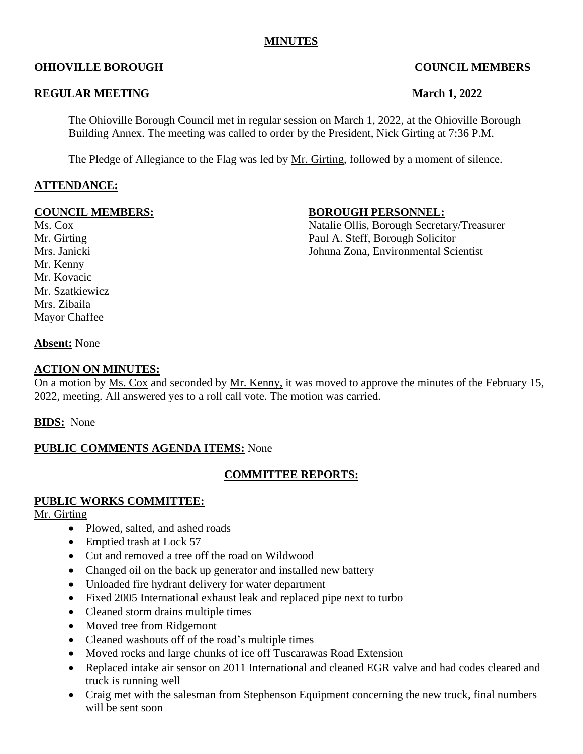**MINUTES**

**OHIOVILLE BOROUGH** **COUNCIL MEMBERS**

**REGULAR MEETING** **March 1, 2022**

The Ohioville Borough Council met in regular session on March 1, 2022, at the Ohioville Borough Building Annex. The meeting was called to order by the President, Nick Girting at 7:36 P.M.

The Pledge of Allegiance to the Flag was led by Mr. Girting, followed by a moment of silence.

**ATTENDANCE:**

**COUNCIL MEMBERS:**

Ms. Cox
Mr. Girting
Mrs. Janicki
Mr. Kenny
Mr. Kovacic
Mr. Szatkiewicz
Mrs. Zibaila
Mayor Chaffee

**BOROUGH PERSONNEL:**

Natalie Ollis, Borough Secretary/Treasurer
Paul A. Steff, Borough Solicitor
Johnna Zona, Environmental Scientist

**Absent:** None

**ACTION ON MINUTES:**

On a motion by Ms. Cox and seconded by Mr. Kenny, it was moved to approve the minutes of the February 15, 2022, meeting. All answered yes to a roll call vote. The motion was carried.

**BIDS:** None

**PUBLIC COMMENTS AGENDA ITEMS:** None

**COMMITTEE REPORTS:**

**PUBLIC WORKS COMMITTEE:**

Mr. Girting

- Plowed, salted, and ashed roads
- Emptied trash at Lock 57
- Cut and removed a tree off the road on Wildwood
- Changed oil on the back up generator and installed new battery
- Unloaded fire hydrant delivery for water department
- Fixed 2005 International exhaust leak and replaced pipe next to turbo
- Cleaned storm drains multiple times
- Moved tree from Ridgemont
- Cleaned washouts off of the road's multiple times
- Moved rocks and large chunks of ice off Tuscarawas Road Extension
- Replaced intake air sensor on 2011 International and cleaned EGR valve and had codes cleared and truck is running well
- Craig met with the salesman from Stephenson Equipment concerning the new truck, final numbers will be sent soon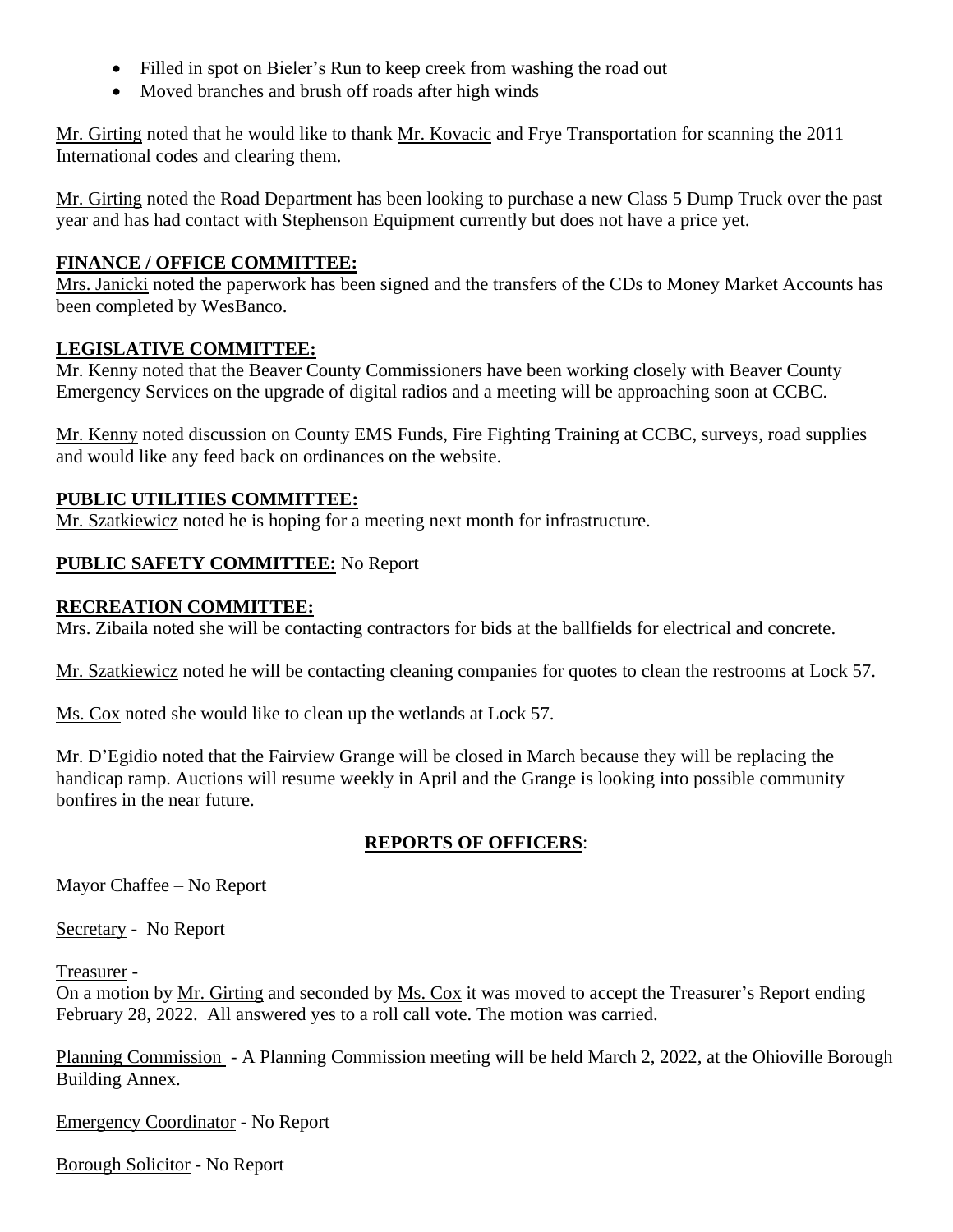- Filled in spot on Bieler's Run to keep creek from washing the road out
- Moved branches and brush off roads after high winds

Mr. Girting noted that he would like to thank Mr. Kovacic and Frye Transportation for scanning the 2011 International codes and clearing them.

Mr. Girting noted the Road Department has been looking to purchase a new Class 5 Dump Truck over the past year and has had contact with Stephenson Equipment currently but does not have a price yet.

**FINANCE / OFFICE COMMITTEE:**
Mrs. Janicki noted the paperwork has been signed and the transfers of the CDs to Money Market Accounts has been completed by WesBanco.

**LEGISLATIVE COMMITTEE:**
Mr. Kenny noted that the Beaver County Commissioners have been working closely with Beaver County Emergency Services on the upgrade of digital radios and a meeting will be approaching soon at CCBC.

Mr. Kenny noted discussion on County EMS Funds, Fire Fighting Training at CCBC, surveys, road supplies and would like any feed back on ordinances on the website.

**PUBLIC UTILITIES COMMITTEE:**
Mr. Szatkiewicz noted he is hoping for a meeting next month for infrastructure.

**PUBLIC SAFETY COMMITTEE:** No Report

**RECREATION COMMITTEE:**
Mrs. Zibaila noted she will be contacting contractors for bids at the ballfields for electrical and concrete.

Mr. Szatkiewicz noted he will be contacting cleaning companies for quotes to clean the restrooms at Lock 57.

Ms. Cox noted she would like to clean up the wetlands at Lock 57.

Mr. D'Egidio noted that the Fairview Grange will be closed in March because they will be replacing the handicap ramp. Auctions will resume weekly in April and the Grange is looking into possible community bonfires in the near future.

## REPORTS OF OFFICERS:

Mayor Chaffee – No Report

Secretary - No Report

Treasurer -
On a motion by Mr. Girting and seconded by Ms. Cox it was moved to accept the Treasurer's Report ending February 28, 2022. All answered yes to a roll call vote. The motion was carried.

Planning Commission - A Planning Commission meeting will be held March 2, 2022, at the Ohioville Borough Building Annex.

Emergency Coordinator - No Report

Borough Solicitor - No Report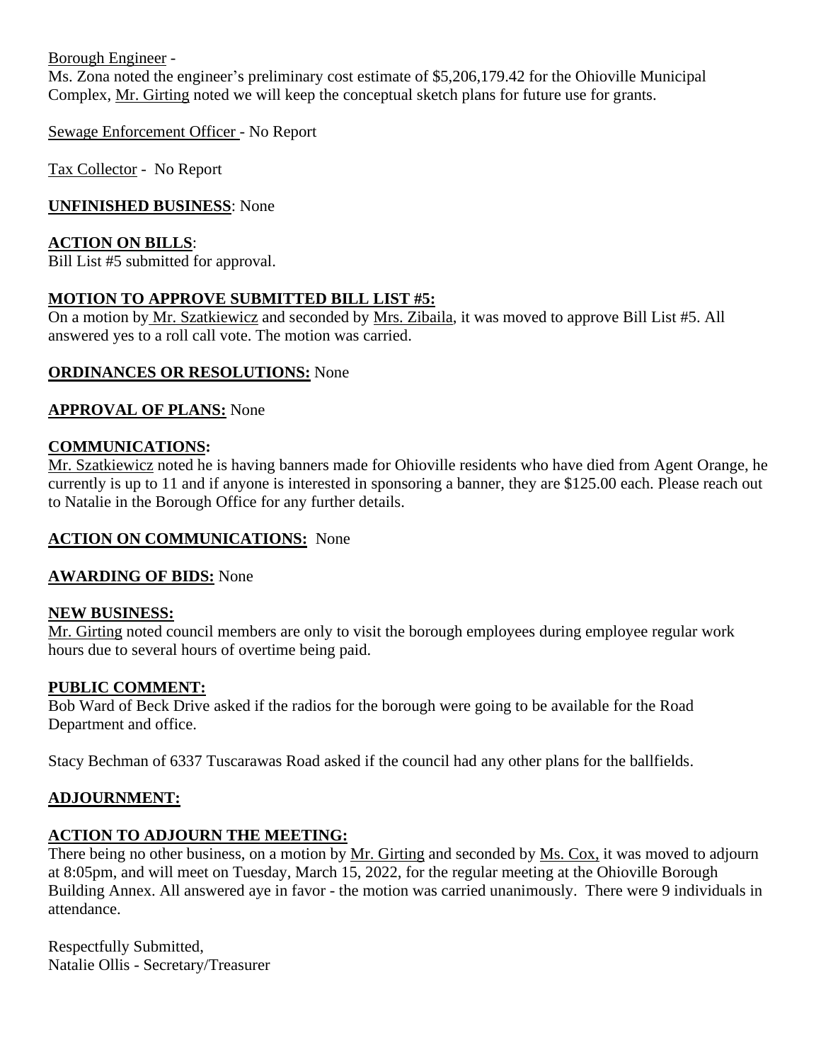Borough Engineer -
Ms. Zona noted the engineer's preliminary cost estimate of $5,206,179.42 for the Ohioville Municipal Complex, Mr. Girting noted we will keep the conceptual sketch plans for future use for grants.

Sewage Enforcement Officer - No Report

Tax Collector - No Report

**UNFINISHED BUSINESS**: None

**ACTION ON BILLS**:
Bill List #5 submitted for approval.

**MOTION TO APPROVE SUBMITTED BILL LIST #5:**
On a motion by Mr. Szatkiewicz and seconded by Mrs. Zibaila, it was moved to approve Bill List #5. All answered yes to a roll call vote. The motion was carried.

**ORDINANCES OR RESOLUTIONS:** None

**APPROVAL OF PLANS:** None

**COMMUNICATIONS:**
Mr. Szatkiewicz noted he is having banners made for Ohioville residents who have died from Agent Orange, he currently is up to 11 and if anyone is interested in sponsoring a banner, they are $125.00 each. Please reach out to Natalie in the Borough Office for any further details.

**ACTION ON COMMUNICATIONS:** None

**AWARDING OF BIDS:** None

**NEW BUSINESS:**
Mr. Girting noted council members are only to visit the borough employees during employee regular work hours due to several hours of overtime being paid.

**PUBLIC COMMENT:**
Bob Ward of Beck Drive asked if the radios for the borough were going to be available for the Road Department and office.

Stacy Bechman of 6337 Tuscarawas Road asked if the council had any other plans for the ballfields.

**ADJOURNMENT:**

**ACTION TO ADJOURN THE MEETING:**
There being no other business, on a motion by Mr. Girting and seconded by Ms. Cox, it was moved to adjourn at 8:05pm, and will meet on Tuesday, March 15, 2022, for the regular meeting at the Ohioville Borough Building Annex. All answered aye in favor - the motion was carried unanimously. There were 9 individuals in attendance.

Respectfully Submitted,
Natalie Ollis - Secretary/Treasurer